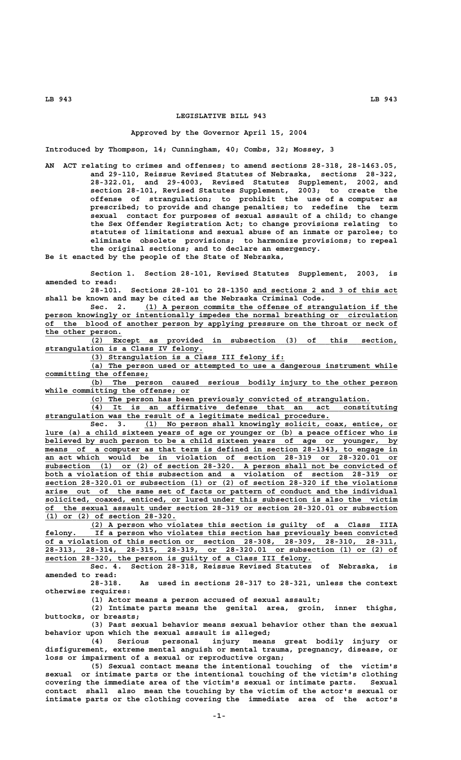# LEGISLATIVE BILL 943

Approved by the Governor April 15, 2004

Introduced by Thompson, 14; Cunningham, 40; Combs, 32; Mossey, 3

AN ACT relating to crimes and offenses; to amend sections 28-318, 28-1463.05, and 29-110, Reissue Revised Statutes of Nebraska, sections 28-322, 28-322.01, and 29-4003, Revised Statutes Supplement, 2002, and section 28-101, Revised Statutes Supplement, 2003; to create the offense of strangulation; to prohibit the use of a computer as prescribed; to provide and change penalties; to redefine the term sexual contact for purposes of sexual assault of a child; to change the Sex Offender Registration Act; to change provisions relating to statutes of limitations and sexual abuse of an inmate or parolee; to eliminate obsolete provisions; to harmonize provisions; to repeal the original sections; and to declare an emergency.

Be it enacted by the people of the State of Nebraska,

Section 1. Section 28-101, Revised Statutes Supplement, 2003, is amended to read:

28-101. Sections 28-101 to 28-1350 and sections 2 and 3 of this act shall be known and may be cited as the Nebraska Criminal Code.

Sec. 2. (1) A person commits the offense of strangulation if the person knowingly or intentionally impedes the normal breathing or circulation of the blood of another person by applying pressure on the throat or neck of the other person.

(2) Except as provided in subsection (3) of this section, strangulation is a Class IV felony.

(3) Strangulation is a Class III felony if:

(a) The person used or attempted to use a dangerous instrument while committing the offense;

(b) The person caused serious bodily injury to the other person while committing the offense; or

(c) The person has been previously convicted of strangulation.

(4) It is an affirmative defense that an act constituting strangulation was the result of a legitimate medical procedure.

Sec. 3. (1) No person shall knowingly solicit, coax, entice, or lure (a) a child sixteen years of age or younger or (b) a peace officer who is believed by such person to be a child sixteen years of age or younger, by means of a computer as that term is defined in section 28-1343, to engage in an act which would be in violation of section 28-319 or 28-320.01 or subsection (1) or (2) of section 28-320. A person shall not be convicted of both a violation of this subsection and a violation of section 28-319 or section 28-320.01 or subsection (1) or (2) of section 28-320 if the violations arise out of the same set of facts or pattern of conduct and the individual solicited, coaxed, enticed, or lured under this subsection is also the victim of the sexual assault under section 28-319 or section 28-320.01 or subsection (1) or (2) of section 28-320.

(2) A person who violates this section is guilty of a Class IIIA felony. If a person who violates this section has previously been convicted of a violation of this section or section 28-308, 28-309, 28-310, 28-311, 28-313, 28-314, 28-315, 28-319, or 28-320.01 or subsection (1) or (2) of section 28-320, the person is guilty of a Class III felony.

Sec. 4. Section 28-318, Reissue Revised Statutes of Nebraska, is amended to read:

28-318. As used in sections 28-317 to 28-321, unless the context otherwise requires:

(1) Actor means a person accused of sexual assault;

(2) Intimate parts means the genital area, groin, inner thighs, buttocks, or breasts;

(3) Past sexual behavior means sexual behavior other than the sexual behavior upon which the sexual assault is alleged;

(4) Serious personal injury means great bodily injury or disfigurement, extreme mental anguish or mental trauma, pregnancy, disease, or loss or impairment of a sexual or reproductive organ;

(5) Sexual contact means the intentional touching of the victim's sexual or intimate parts or the intentional touching of the victim's clothing covering the immediate area of the victim's sexual or intimate parts. Sexual contact shall also mean the touching by the victim of the actor's sexual or intimate parts or the clothing covering the immediate area of the actor's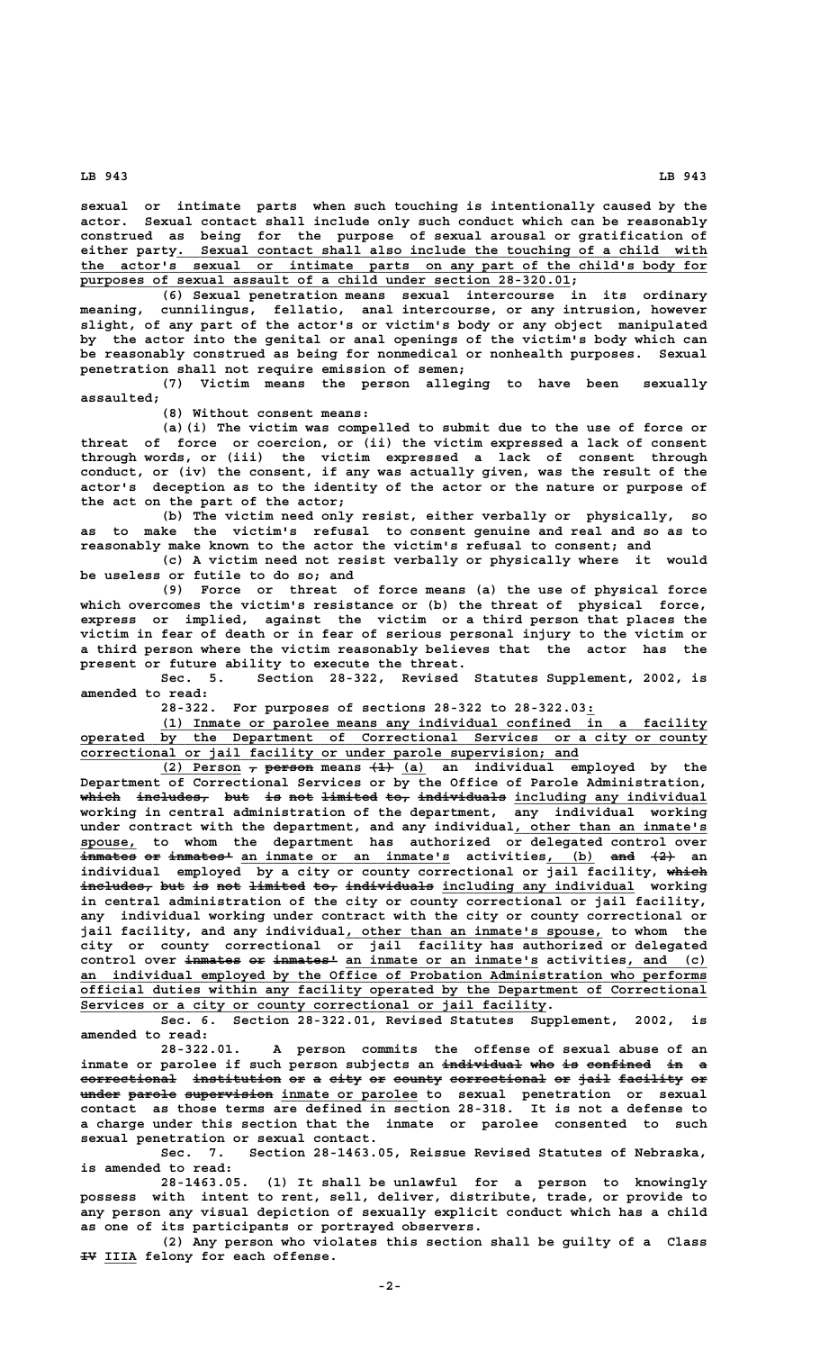sexual or intimate parts when such touching is intentionally caused by the actor. Sexual contact shall include only such conduct which can be reasonably construed as being for the purpose of sexual arousal or gratification of either party. Sexual contact shall also include the touching of a child with the actor's sexual or intimate parts on any part of the child's body for purposes of sexual assault of a child under section 28-320.01;

(6) Sexual penetration means sexual intercourse in its ordinary meaning, cunnilingus, fellatio, anal intercourse, or any intrusion, however slight, of any part of the actor's or victim's body or any object manipulated by the actor into the genital or anal openings of the victim's body which can be reasonably construed as being for nonmedical or nonhealth purposes. Sexual penetration shall not require emission of semen;

(7) Victim means the person alleging to have been sexually assaulted;

(8) Without consent means:

(a)(i) The victim was compelled to submit due to the use of force or threat of force or coercion, or (ii) the victim expressed a lack of consent through words, or (iii) the victim expressed a lack of consent through conduct, or (iv) the consent, if any was actually given, was the result of the actor's deception as to the identity of the actor or the nature or purpose of the act on the part of the actor;

(b) The victim need only resist, either verbally or physically, so as to make the victim's refusal to consent genuine and real and so as to reasonably make known to the actor the victim's refusal to consent; and

(c) A victim need not resist verbally or physically where it would be useless or futile to do so; and

(9) Force or threat of force means (a) the use of physical force which overcomes the victim's resistance or (b) the threat of physical force, express or implied, against the victim or a third person that places the victim in fear of death or in fear of serious personal injury to the victim or a third person where the victim reasonably believes that the actor has the present or future ability to execute the threat.

Sec. 5. Section 28-322, Revised Statutes Supplement, 2002, is amended to read:

28-322. For purposes of sections 28-322 to 28-322.03:

(1) Inmate or parolee means any individual confined in a facility operated by the Department of Correctional Services or a city or county correctional or jail facility or under parole supervision; and

(2) Person , person means (1) (a) an individual employed by the Department of Correctional Services or by the Office of Parole Administration, which includes, but is not limited to, individuals including any individual working in central administration of the department, any individual working under contract with the department, and any individual, other than an inmate's spouse, to whom the department has authorized or delegated control over inmates or inmates' an inmate or an inmate's activities, (b) and (2) an individual employed by a city or county correctional or jail facility, which includes, but is not limited to, individuals including any individual working in central administration of the city or county correctional or jail facility, any individual working under contract with the city or county correctional or jail facility, and any individual, other than an inmate's spouse, to whom the city or county correctional or jail facility has authorized or delegated control over inmates or inmates' an inmate or an inmate's activities, and (c) an individual employed by the Office of Probation Administration who performs official duties within any facility operated by the Department of Correctional Services or a city or county correctional or jail facility.

Sec. 6. Section 28-322.01, Revised Statutes Supplement, 2002, is amended to read:

28-322.01. A person commits the offense of sexual abuse of an inmate or parolee if such person subjects an individual who is confined in a correctional institution or a city or county correctional or jail facility or under parole supervision inmate or parolee to sexual penetration or sexual contact as those terms are defined in section 28-318. It is not a defense to a charge under this section that the inmate or parolee consented to such sexual penetration or sexual contact.

Sec. 7. Section 28-1463.05, Reissue Revised Statutes of Nebraska, is amended to read:

28-1463.05. (1) It shall be unlawful for a person to knowingly possess with intent to rent, sell, deliver, distribute, trade, or provide to any person any visual depiction of sexually explicit conduct which has a child as one of its participants or portrayed observers.

(2) Any person who violates this section shall be guilty of a Class IV IIIA felony for each offense.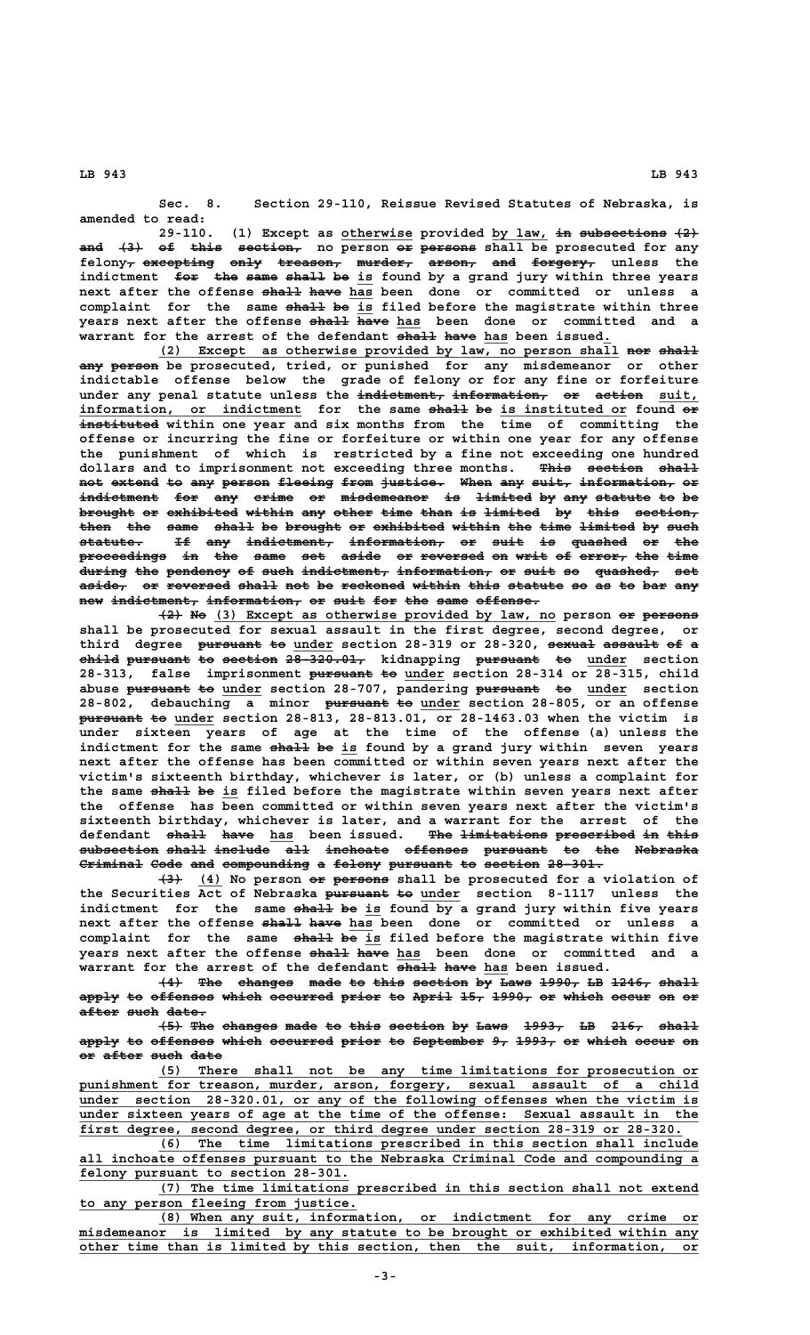Sec. 8. Section 29-110, Reissue Revised Statutes of Nebraska, is amended to read:

29-110. (1) Except as otherwise provided by law, ~~in subsections (2) and (3) of this section,~~ no person ~~or persons~~ shall be prosecuted for any felony~~, excepting only treason, murder, arson, and forgery,~~ unless the indictment ~~for the same shall be~~ is found by a grand jury within three years next after the offense ~~shall have~~ has been done or committed or unless a complaint for the same ~~shall be~~ is filed before the magistrate within three years next after the offense ~~shall have~~ has been done or committed and a warrant for the arrest of the defendant ~~shall have~~ has been issued.

(2) Except as otherwise provided by law, no person shall ~~nor shall any person~~ be prosecuted, tried, or punished for any misdemeanor or other indictable offense below the grade of felony or for any fine or forfeiture under any penal statute unless the ~~indictment, information, or action~~ suit, information, or indictment for the same ~~shall be~~ is instituted or found ~~or instituted~~ within one year and six months from the time of committing the offense or incurring the fine or forfeiture or within one year for any offense the punishment of which is restricted by a fine not exceeding one hundred dollars and to imprisonment not exceeding three months. ~~This section shall not extend to any person fleeing from justice. When any suit, information, or indictment for any crime or misdemeanor is limited by any statute to be brought or exhibited within any other time than is limited by this section, then the same shall be brought or exhibited within the time limited by such statute. If any indictment, information, or suit is quashed or the proceedings in the same set aside or reversed on writ of error, the time during the pendency of such indictment, information, or suit so quashed, set aside, or reversed shall not be reckoned within this statute so as to bar any new indictment, information, or suit for the same offense.~~

~~(2) No~~ (3) Except as otherwise provided by law, no person ~~or persons~~ shall be prosecuted for sexual assault in the first degree, second degree, or third degree ~~pursuant to~~ under section 28-319 or 28-320, ~~sexual assault of a child pursuant to section 28-320.01,~~ kidnapping ~~pursuant to~~ under section 28-313, false imprisonment ~~pursuant to~~ under section 28-314 or 28-315, child abuse ~~pursuant to~~ under section 28-707, pandering ~~pursuant to~~ under section 28-802, debauching a minor ~~pursuant to~~ under section 28-805, or an offense ~~pursuant to~~ under section 28-813, 28-813.01, or 28-1463.03 when the victim is under sixteen years of age at the time of the offense (a) unless the indictment for the same ~~shall be~~ is found by a grand jury within seven years next after the offense has been committed or within seven years next after the victim's sixteenth birthday, whichever is later, or (b) unless a complaint for the same ~~shall be~~ is filed before the magistrate within seven years next after the offense has been committed or within seven years next after the victim's sixteenth birthday, whichever is later, and a warrant for the arrest of the defendant ~~shall have~~ has been issued. ~~The limitations prescribed in this subsection shall include all inchoate offenses pursuant to the Nebraska Criminal Code and compounding a felony pursuant to section 28-301.~~

~~(3)~~ (4) No person ~~or persons~~ shall be prosecuted for a violation of the Securities Act of Nebraska ~~pursuant to~~ under section 8-1117 unless the indictment for the same ~~shall be~~ is found by a grand jury within five years next after the offense ~~shall have~~ has been done or committed or unless a complaint for the same ~~shall be~~ is filed before the magistrate within five years next after the offense ~~shall have~~ has been done or committed and a warrant for the arrest of the defendant ~~shall have~~ has been issued.

~~(4) The changes made to this section by Laws 1990, LB 1246, shall apply to offenses which occurred prior to April 15, 1990, or which occur on or after such date.~~

~~(5) The changes made to this section by Laws 1993, LB 216, shall apply to offenses which occurred prior to September 9, 1993, or which occur on or after such date~~

(5) There shall not be any time limitations for prosecution or punishment for treason, murder, arson, forgery, sexual assault of a child under section 28-320.01, or any of the following offenses when the victim is under sixteen years of age at the time of the offense: Sexual assault in the first degree, second degree, or third degree under section 28-319 or 28-320.

(6) The time limitations prescribed in this section shall include all inchoate offenses pursuant to the Nebraska Criminal Code and compounding a felony pursuant to section 28-301.

(7) The time limitations prescribed in this section shall not extend to any person fleeing from justice.

(8) When any suit, information, or indictment for any crime or misdemeanor is limited by any statute to be brought or exhibited within any other time than is limited by this section, then the suit, information, or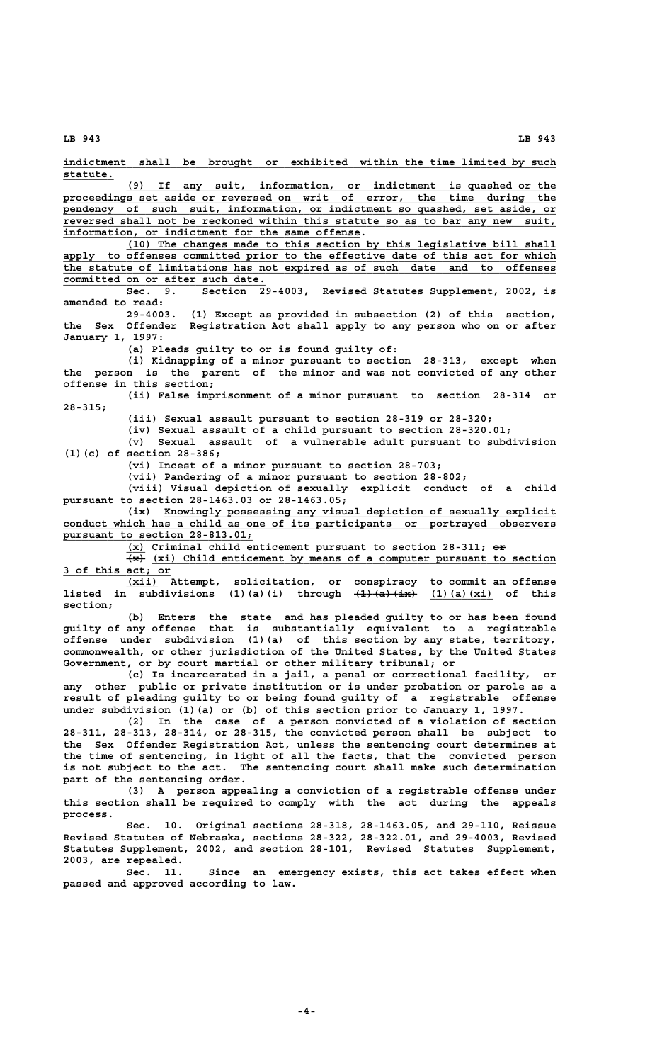indictment shall be brought or exhibited within the time limited by such statute.

(9) If any suit, information, or indictment is quashed or the proceedings set aside or reversed on writ of error, the time during the pendency of such suit, information, or indictment so quashed, set aside, or reversed shall not be reckoned within this statute so as to bar any new suit, information, or indictment for the same offense.

(10) The changes made to this section by this legislative bill shall apply to offenses committed prior to the effective date of this act for which the statute of limitations has not expired as of such date and to offenses committed on or after such date.

Sec. 9. Section 29-4003, Revised Statutes Supplement, 2002, is amended to read:

29-4003. (1) Except as provided in subsection (2) of this section, the Sex Offender Registration Act shall apply to any person who on or after January 1, 1997:

(a) Pleads guilty to or is found guilty of:

(i) Kidnapping of a minor pursuant to section 28-313, except when the person is the parent of the minor and was not convicted of any other offense in this section;

(ii) False imprisonment of a minor pursuant to section 28-314 or 28-315;

(iii) Sexual assault pursuant to section 28-319 or 28-320;

(iv) Sexual assault of a child pursuant to section 28-320.01;

(v) Sexual assault of a vulnerable adult pursuant to subdivision (1)(c) of section 28-386;

(vi) Incest of a minor pursuant to section 28-703;

(vii) Pandering of a minor pursuant to section 28-802;

(viii) Visual depiction of sexually explicit conduct of a child pursuant to section 28-1463.03 or 28-1463.05;

(ix) Knowingly possessing any visual depiction of sexually explicit conduct which has a child as one of its participants or portrayed observers pursuant to section 28-813.01;

(x) Criminal child enticement pursuant to section 28-311; ~~or~~

~~(x)~~ (xi) Child enticement by means of a computer pursuant to section 3 of this act; or

(xii) Attempt, solicitation, or conspiracy to commit an offense listed in subdivisions (1)(a)(i) through ~~(1)(a)(ix)~~ (1)(a)(xi) of this section;

(b) Enters the state and has pleaded guilty to or has been found guilty of any offense that is substantially equivalent to a registrable offense under subdivision (1)(a) of this section by any state, territory, commonwealth, or other jurisdiction of the United States, by the United States Government, or by court martial or other military tribunal; or

(c) Is incarcerated in a jail, a penal or correctional facility, or any other public or private institution or is under probation or parole as a result of pleading guilty to or being found guilty of a registrable offense under subdivision (1)(a) or (b) of this section prior to January 1, 1997.

(2) In the case of a person convicted of a violation of section 28-311, 28-313, 28-314, or 28-315, the convicted person shall be subject to the Sex Offender Registration Act, unless the sentencing court determines at the time of sentencing, in light of all the facts, that the convicted person is not subject to the act. The sentencing court shall make such determination part of the sentencing order.

(3) A person appealing a conviction of a registrable offense under this section shall be required to comply with the act during the appeals process.

Sec. 10. Original sections 28-318, 28-1463.05, and 29-110, Reissue Revised Statutes of Nebraska, sections 28-322, 28-322.01, and 29-4003, Revised Statutes Supplement, 2002, and section 28-101, Revised Statutes Supplement, 2003, are repealed.

Sec. 11. Since an emergency exists, this act takes effect when passed and approved according to law.